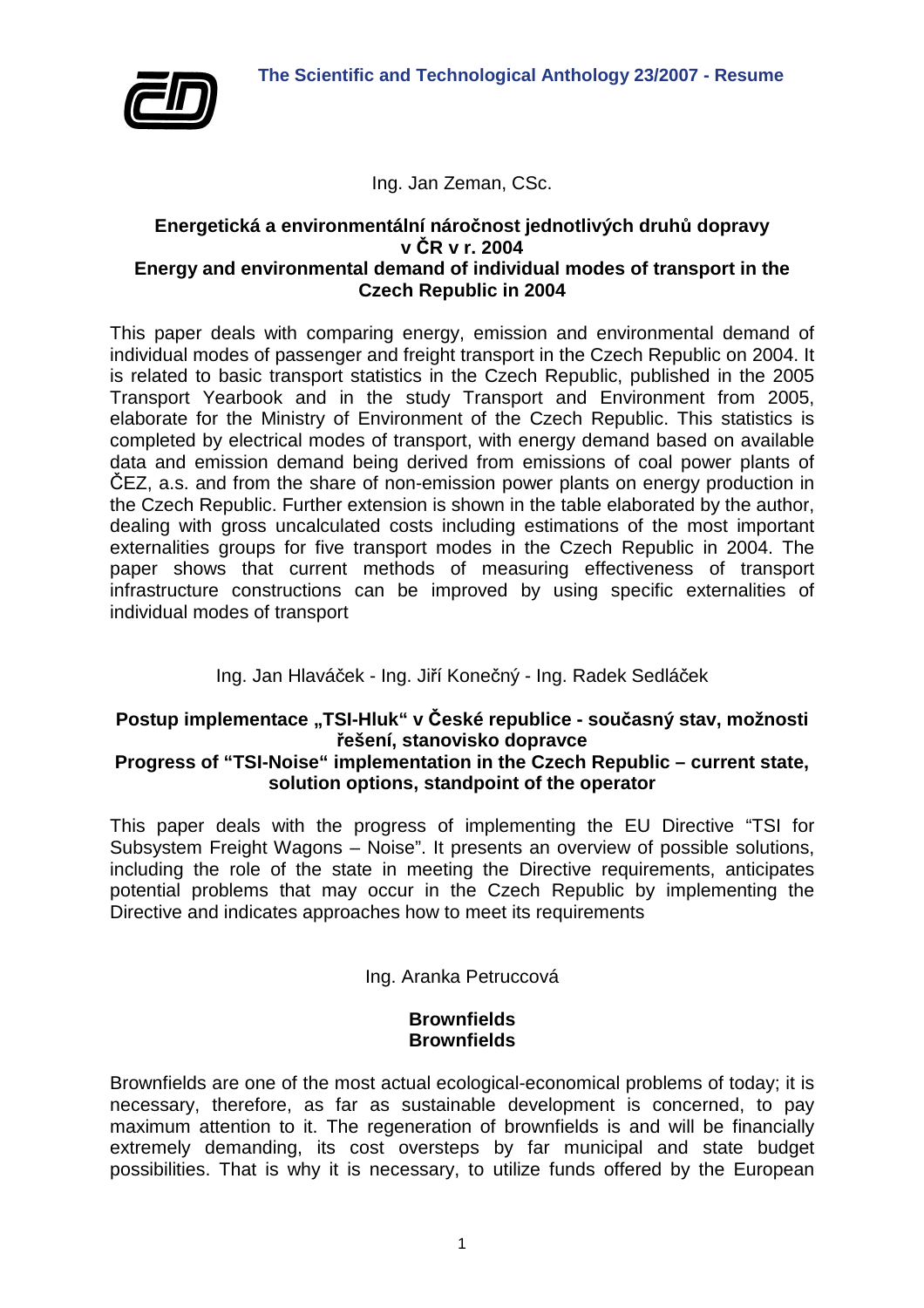Ing. Jan Zeman, CSc.

## Energetická a environmentální náročnost jednotlivých druhů dopravy v ČR v r. 2004
## Energy and environmental demand of individual modes of transport in the Czech Republic in 2004

This paper deals with comparing energy, emission and environmental demand of individual modes of passenger and freight transport in the Czech Republic on 2004. It is related to basic transport statistics in the Czech Republic, published in the 2005 Transport Yearbook and in the study Transport and Environment from 2005, elaborate for the Ministry of Environment of the Czech Republic. This statistics is completed by electrical modes of transport, with energy demand based on available data and emission demand being derived from emissions of coal power plants of ČEZ, a.s. and from the share of non-emission power plants on energy production in the Czech Republic. Further extension is shown in the table elaborated by the author, dealing with gross uncalculated costs including estimations of the most important externalities groups for five transport modes in the Czech Republic in 2004. The paper shows that current methods of measuring effectiveness of transport infrastructure constructions can be improved by using specific externalities of individual modes of transport

Ing. Jan Hlaváček - Ing. Jiří Konečný - Ing. Radek Sedláček

## Postup implementace „TSI-Hluk“ v České republice - současný stav, možnosti řešení, stanovisko dopravce
## Progress of “TSI-Noise” implementation in the Czech Republic – current state, solution options, standpoint of the operator

This paper deals with the progress of implementing the EU Directive “TSI for Subsystem Freight Wagons – Noise”. It presents an overview of possible solutions, including the role of the state in meeting the Directive requirements, anticipates potential problems that may occur in the Czech Republic by implementing the Directive and indicates approaches how to meet its requirements

Ing. Aranka Petruccová

## Brownfields
## Brownfields

Brownfields are one of the most actual ecological-economical problems of today; it is necessary, therefore, as far as sustainable development is concerned, to pay maximum attention to it. The regeneration of brownfields is and will be financially extremely demanding, its cost oversteps by far municipal and state budget possibilities. That is why it is necessary, to utilize funds offered by the European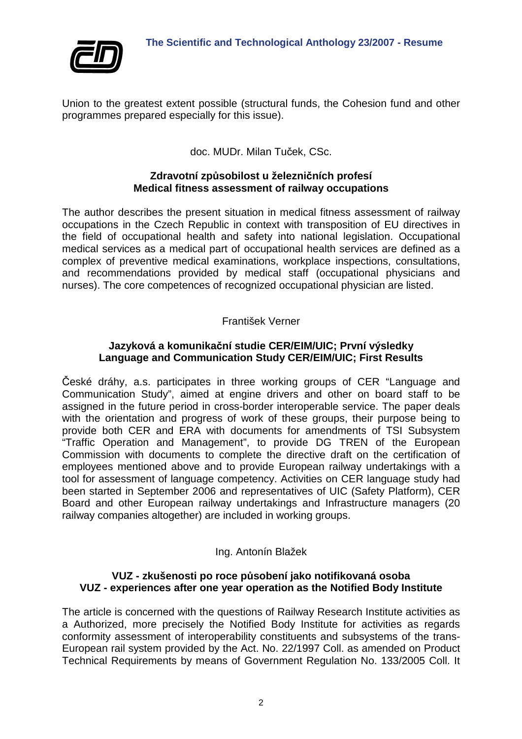Union to the greatest extent possible (structural funds, the Cohesion fund and other programmes prepared especially for this issue).

doc. MUDr. Milan Tuček, CSc.

### Zdravotní způsobilost u železničních profesí
### Medical fitness assessment of railway occupations

The author describes the present situation in medical fitness assessment of railway occupations in the Czech Republic in context with transposition of EU directives in the field of occupational health and safety into national legislation. Occupational medical services as a medical part of occupational health services are defined as a complex of preventive medical examinations, workplace inspections, consultations, and recommendations provided by medical staff (occupational physicians and nurses). The core competences of recognized occupational physician are listed.

František Verner

### Jazyková a komunikační studie CER/EIM/UIC; První výsledky
### Language and Communication Study CER/EIM/UIC; First Results

České dráhy, a.s. participates in three working groups of CER "Language and Communication Study", aimed at engine drivers and other on board staff to be assigned in the future period in cross-border interoperable service. The paper deals with the orientation and progress of work of these groups, their purpose being to provide both CER and ERA with documents for amendments of TSI Subsystem "Traffic Operation and Management", to provide DG TREN of the European Commission with documents to complete the directive draft on the certification of employees mentioned above and to provide European railway undertakings with a tool for assessment of language competency. Activities on CER language study had been started in September 2006 and representatives of UIC (Safety Platform), CER Board and other European railway undertakings and Infrastructure managers (20 railway companies altogether) are included in working groups.

Ing. Antonín Blažek

### VUZ - zkušenosti po roce působení jako notifikovaná osoba
### VUZ - experiences after one year operation as the Notified Body Institute

The article is concerned with the questions of Railway Research Institute activities as a Authorized, more precisely the Notified Body Institute for activities as regards conformity assessment of interoperability constituents and subsystems of the trans-European rail system provided by the Act. No. 22/1997 Coll. as amended on Product Technical Requirements by means of Government Regulation No. 133/2005 Coll. It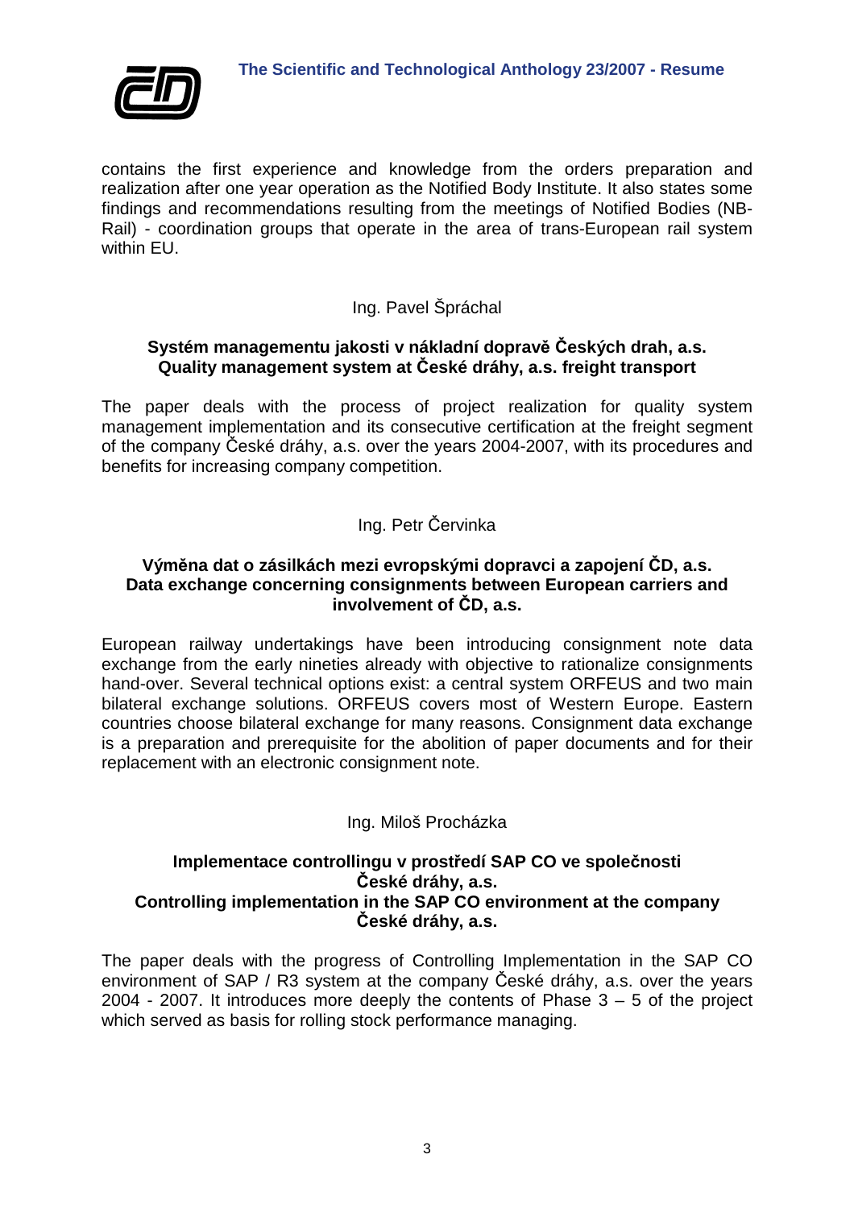contains the first experience and knowledge from the orders preparation and realization after one year operation as the Notified Body Institute. It also states some findings and recommendations resulting from the meetings of Notified Bodies (NB-Rail) - coordination groups that operate in the area of trans-European rail system within EU.

Ing. Pavel Špráchal

**Systém managementu jakosti v nákladní dopravě Českých drah, a.s.**
**Quality management system at České dráhy, a.s. freight transport**

The paper deals with the process of project realization for quality system management implementation and its consecutive certification at the freight segment of the company České dráhy, a.s. over the years 2004-2007, with its procedures and benefits for increasing company competition.

Ing. Petr Červinka

**Výměna dat o zásilkách mezi evropskými dopravci a zapojení ČD, a.s.**
**Data exchange concerning consignments between European carriers and involvement of ČD, a.s.**

European railway undertakings have been introducing consignment note data exchange from the early nineties already with objective to rationalize consignments hand-over. Several technical options exist: a central system ORFEUS and two main bilateral exchange solutions. ORFEUS covers most of Western Europe. Eastern countries choose bilateral exchange for many reasons. Consignment data exchange is a preparation and prerequisite for the abolition of paper documents and for their replacement with an electronic consignment note.

Ing. Miloš Procházka

**Implementace controllingu v prostředí SAP CO ve společnosti České dráhy, a.s.**
**Controlling implementation in the SAP CO environment at the company České dráhy, a.s.**

The paper deals with the progress of Controlling Implementation in the SAP CO environment of SAP / R3 system at the company České dráhy, a.s. over the years 2004 - 2007. It introduces more deeply the contents of Phase 3 – 5 of the project which served as basis for rolling stock performance managing.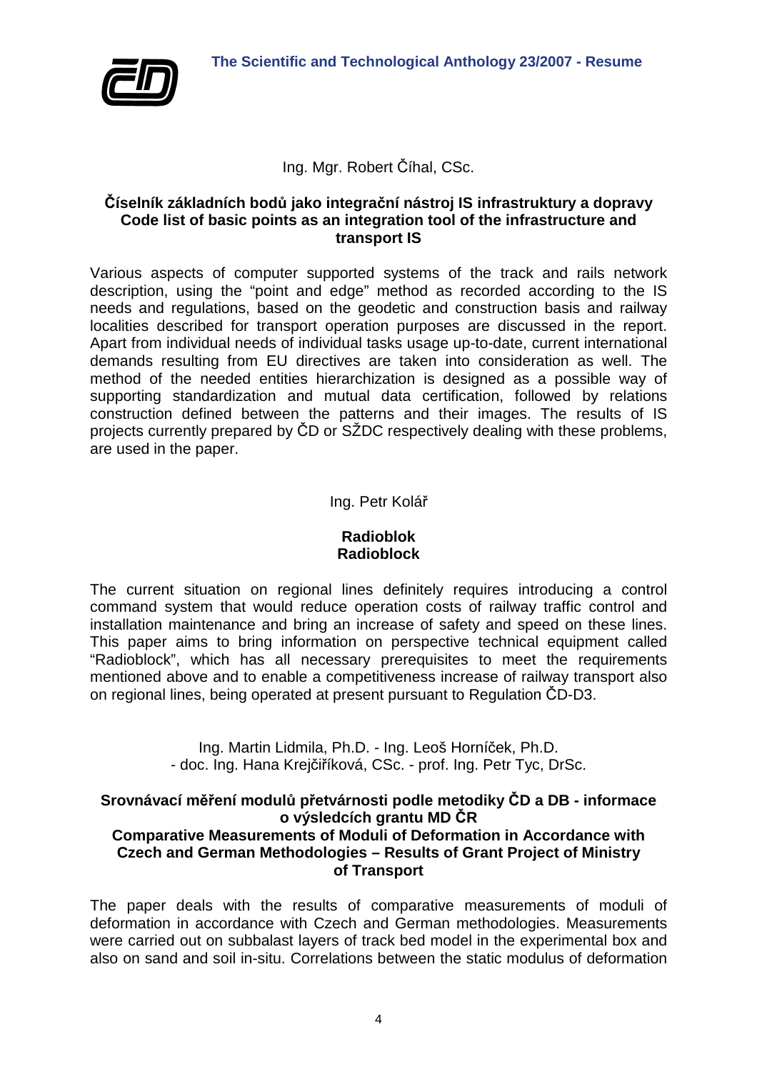Ing. Mgr. Robert Číhal, CSc.

**Číselník základních bodů jako integrační nástroj IS infrastruktury a dopravy**
**Code list of basic points as an integration tool of the infrastructure and transport IS**

Various aspects of computer supported systems of the track and rails network description, using the "point and edge" method as recorded according to the IS needs and regulations, based on the geodetic and construction basis and railway localities described for transport operation purposes are discussed in the report. Apart from individual needs of individual tasks usage up-to-date, current international demands resulting from EU directives are taken into consideration as well. The method of the needed entities hierarchization is designed as a possible way of supporting standardization and mutual data certification, followed by relations construction defined between the patterns and their images. The results of IS projects currently prepared by ČD or SŽDC respectively dealing with these problems, are used in the paper.

Ing. Petr Kolář

**Radioblok**
**Radioblock**

The current situation on regional lines definitely requires introducing a control command system that would reduce operation costs of railway traffic control and installation maintenance and bring an increase of safety and speed on these lines. This paper aims to bring information on perspective technical equipment called "Radioblock", which has all necessary prerequisites to meet the requirements mentioned above and to enable a competitiveness increase of railway transport also on regional lines, being operated at present pursuant to Regulation ČD-D3.

Ing. Martin Lidmila, Ph.D. - Ing. Leoš Horníček, Ph.D. - doc. Ing. Hana Krejčiříková, CSc. - prof. Ing. Petr Tyc, DrSc.

**Srovnávací měření modulů přetvárnosti podle metodiky ČD a DB - informace o výsledcích grantu MD ČR**
**Comparative Measurements of Moduli of Deformation in Accordance with Czech and German Methodologies – Results of Grant Project of Ministry of Transport**

The paper deals with the results of comparative measurements of moduli of deformation in accordance with Czech and German methodologies. Measurements were carried out on subbalast layers of track bed model in the experimental box and also on sand and soil in-situ. Correlations between the static modulus of deformation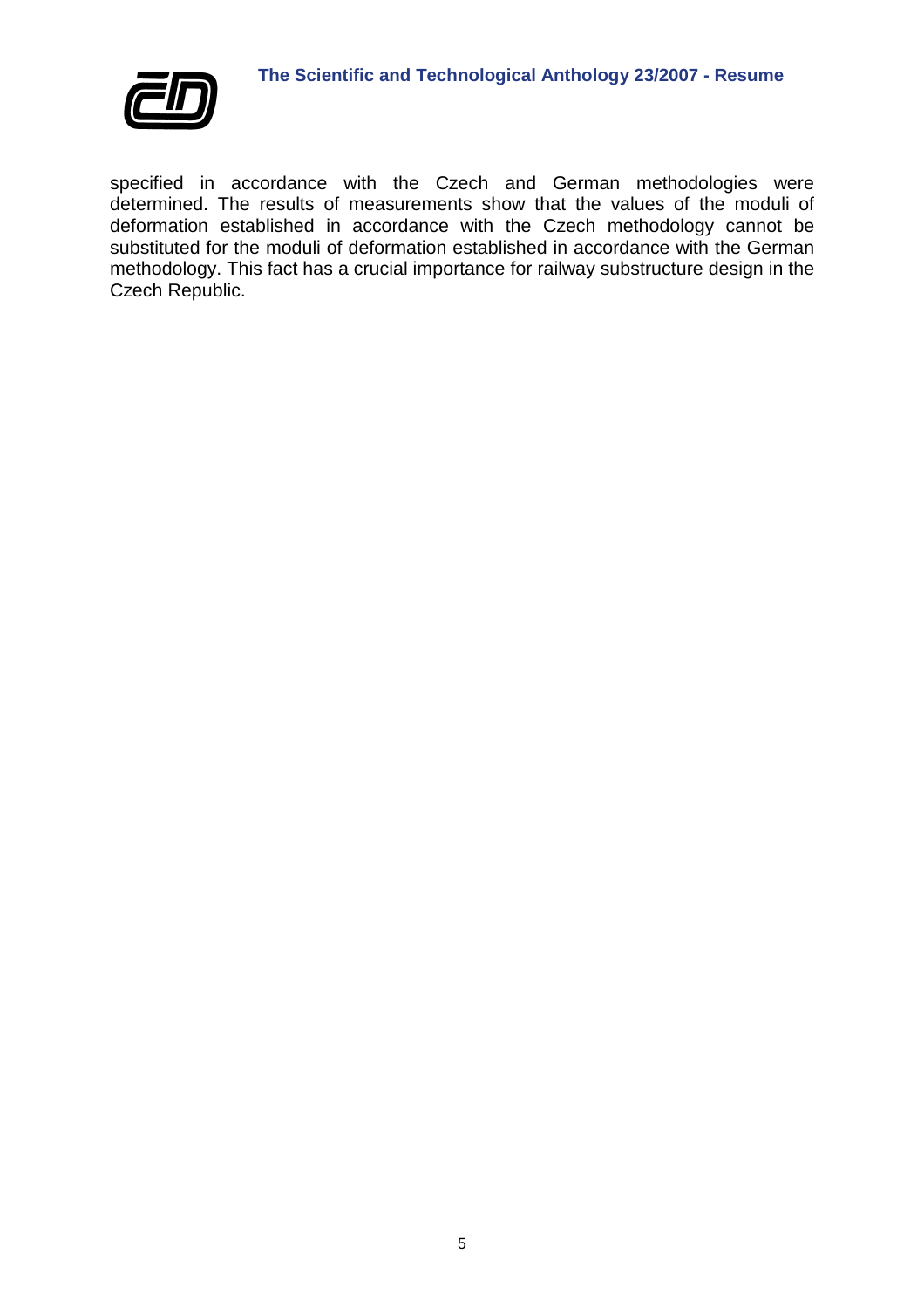specified in accordance with the Czech and German methodologies were determined. The results of measurements show that the values of the moduli of deformation established in accordance with the Czech methodology cannot be substituted for the moduli of deformation established in accordance with the German methodology. This fact has a crucial importance for railway substructure design in the Czech Republic.